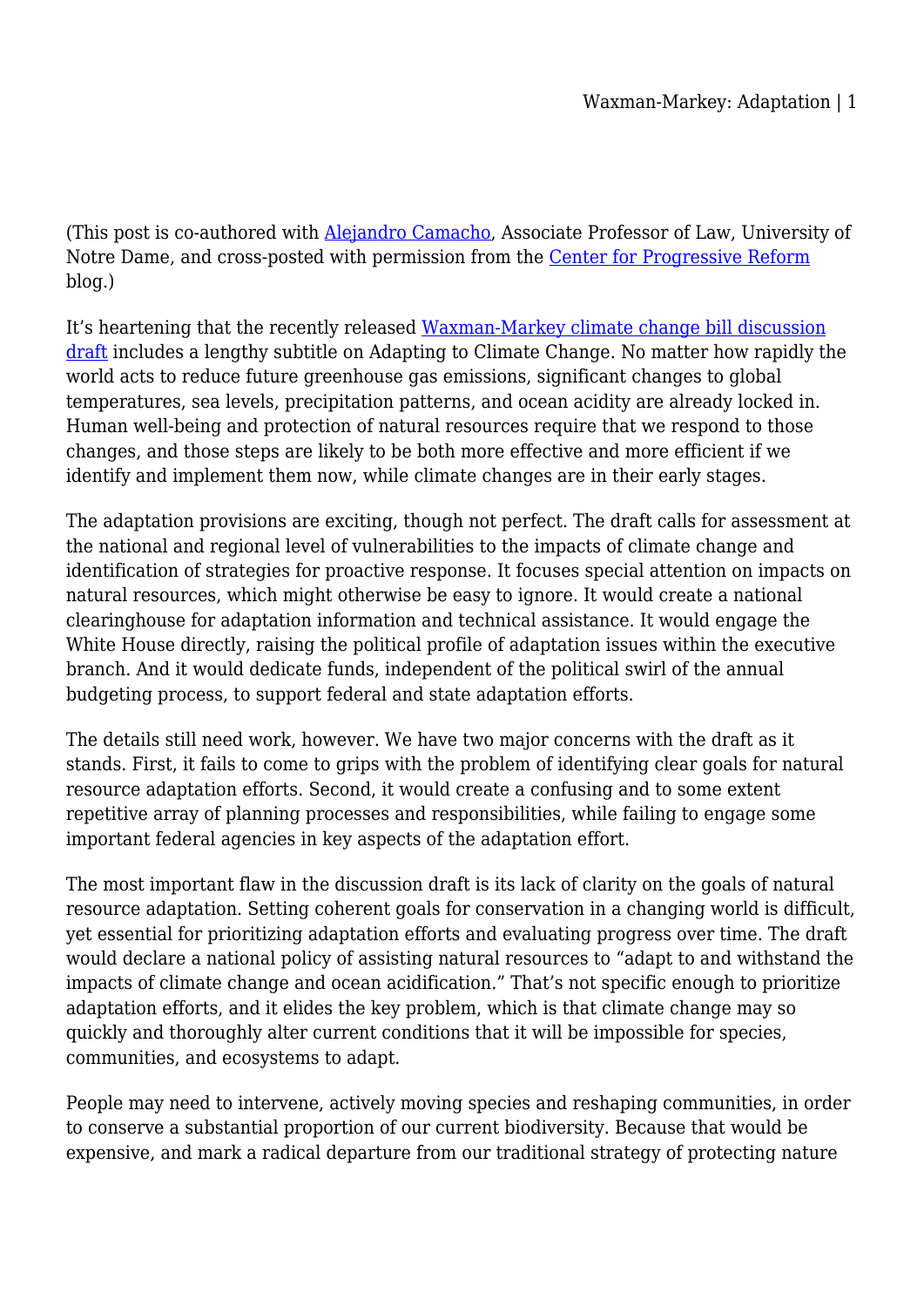(This post is co-authored with [Alejandro Camacho](), Associate Professor of Law, University of Notre Dame, and cross-posted with permission from the [Center for Progressive Reform]() blog.)

It's heartening that the recently released [Waxman-Markey climate change bill discussion draft]() includes a lengthy subtitle on Adapting to Climate Change. No matter how rapidly the world acts to reduce future greenhouse gas emissions, significant changes to global temperatures, sea levels, precipitation patterns, and ocean acidity are already locked in. Human well-being and protection of natural resources require that we respond to those changes, and those steps are likely to be both more effective and more efficient if we identify and implement them now, while climate changes are in their early stages.

The adaptation provisions are exciting, though not perfect. The draft calls for assessment at the national and regional level of vulnerabilities to the impacts of climate change and identification of strategies for proactive response. It focuses special attention on impacts on natural resources, which might otherwise be easy to ignore. It would create a national clearinghouse for adaptation information and technical assistance. It would engage the White House directly, raising the political profile of adaptation issues within the executive branch. And it would dedicate funds, independent of the political swirl of the annual budgeting process, to support federal and state adaptation efforts.

The details still need work, however. We have two major concerns with the draft as it stands. First, it fails to come to grips with the problem of identifying clear goals for natural resource adaptation efforts. Second, it would create a confusing and to some extent repetitive array of planning processes and responsibilities, while failing to engage some important federal agencies in key aspects of the adaptation effort.

The most important flaw in the discussion draft is its lack of clarity on the goals of natural resource adaptation. Setting coherent goals for conservation in a changing world is difficult, yet essential for prioritizing adaptation efforts and evaluating progress over time. The draft would declare a national policy of assisting natural resources to "adapt to and withstand the impacts of climate change and ocean acidification." That's not specific enough to prioritize adaptation efforts, and it elides the key problem, which is that climate change may so quickly and thoroughly alter current conditions that it will be impossible for species, communities, and ecosystems to adapt.

People may need to intervene, actively moving species and reshaping communities, in order to conserve a substantial proportion of our current biodiversity. Because that would be expensive, and mark a radical departure from our traditional strategy of protecting nature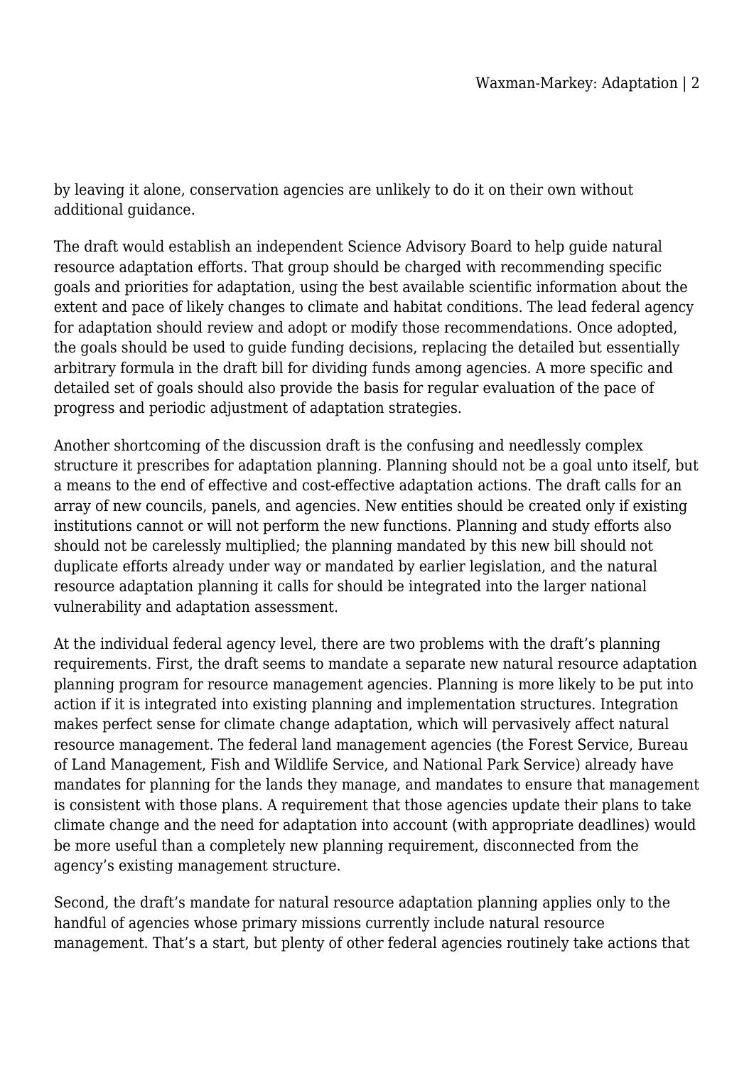by leaving it alone, conservation agencies are unlikely to do it on their own without additional guidance.

The draft would establish an independent Science Advisory Board to help guide natural resource adaptation efforts. That group should be charged with recommending specific goals and priorities for adaptation, using the best available scientific information about the extent and pace of likely changes to climate and habitat conditions. The lead federal agency for adaptation should review and adopt or modify those recommendations. Once adopted, the goals should be used to guide funding decisions, replacing the detailed but essentially arbitrary formula in the draft bill for dividing funds among agencies. A more specific and detailed set of goals should also provide the basis for regular evaluation of the pace of progress and periodic adjustment of adaptation strategies.

Another shortcoming of the discussion draft is the confusing and needlessly complex structure it prescribes for adaptation planning. Planning should not be a goal unto itself, but a means to the end of effective and cost-effective adaptation actions. The draft calls for an array of new councils, panels, and agencies. New entities should be created only if existing institutions cannot or will not perform the new functions. Planning and study efforts also should not be carelessly multiplied; the planning mandated by this new bill should not duplicate efforts already under way or mandated by earlier legislation, and the natural resource adaptation planning it calls for should be integrated into the larger national vulnerability and adaptation assessment.

At the individual federal agency level, there are two problems with the draft's planning requirements. First, the draft seems to mandate a separate new natural resource adaptation planning program for resource management agencies. Planning is more likely to be put into action if it is integrated into existing planning and implementation structures. Integration makes perfect sense for climate change adaptation, which will pervasively affect natural resource management. The federal land management agencies (the Forest Service, Bureau of Land Management, Fish and Wildlife Service, and National Park Service) already have mandates for planning for the lands they manage, and mandates to ensure that management is consistent with those plans. A requirement that those agencies update their plans to take climate change and the need for adaptation into account (with appropriate deadlines) would be more useful than a completely new planning requirement, disconnected from the agency's existing management structure.

Second, the draft's mandate for natural resource adaptation planning applies only to the handful of agencies whose primary missions currently include natural resource management. That's a start, but plenty of other federal agencies routinely take actions that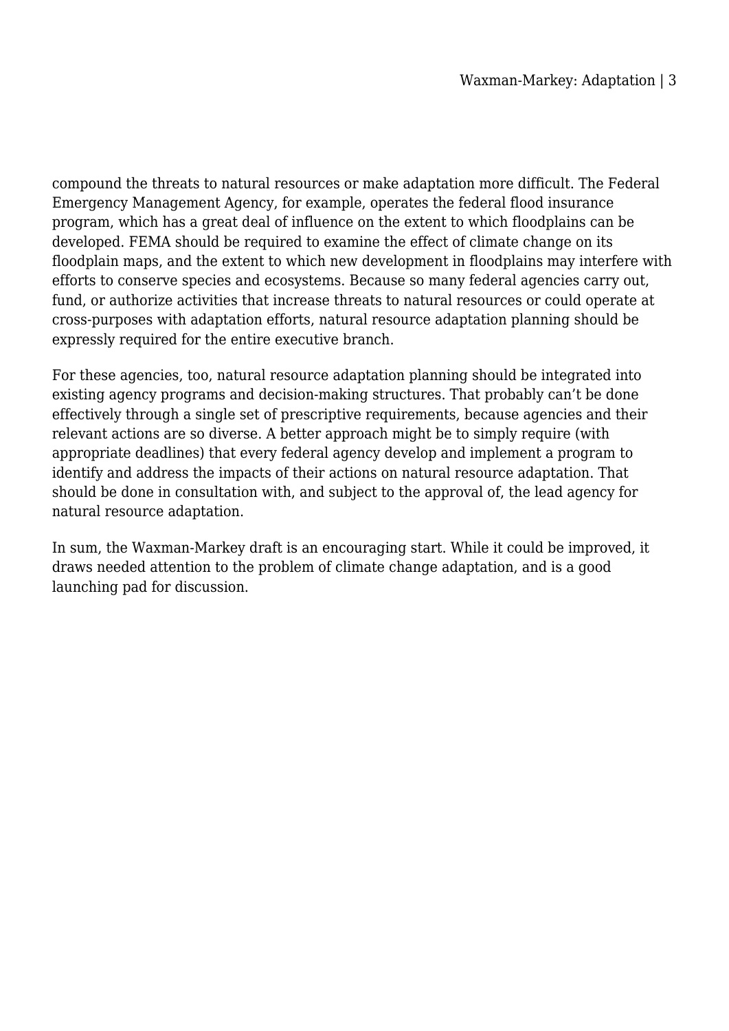compound the threats to natural resources or make adaptation more difficult. The Federal Emergency Management Agency, for example, operates the federal flood insurance program, which has a great deal of influence on the extent to which floodplains can be developed. FEMA should be required to examine the effect of climate change on its floodplain maps, and the extent to which new development in floodplains may interfere with efforts to conserve species and ecosystems. Because so many federal agencies carry out, fund, or authorize activities that increase threats to natural resources or could operate at cross-purposes with adaptation efforts, natural resource adaptation planning should be expressly required for the entire executive branch.

For these agencies, too, natural resource adaptation planning should be integrated into existing agency programs and decision-making structures. That probably can't be done effectively through a single set of prescriptive requirements, because agencies and their relevant actions are so diverse. A better approach might be to simply require (with appropriate deadlines) that every federal agency develop and implement a program to identify and address the impacts of their actions on natural resource adaptation. That should be done in consultation with, and subject to the approval of, the lead agency for natural resource adaptation.

In sum, the Waxman-Markey draft is an encouraging start. While it could be improved, it draws needed attention to the problem of climate change adaptation, and is a good launching pad for discussion.